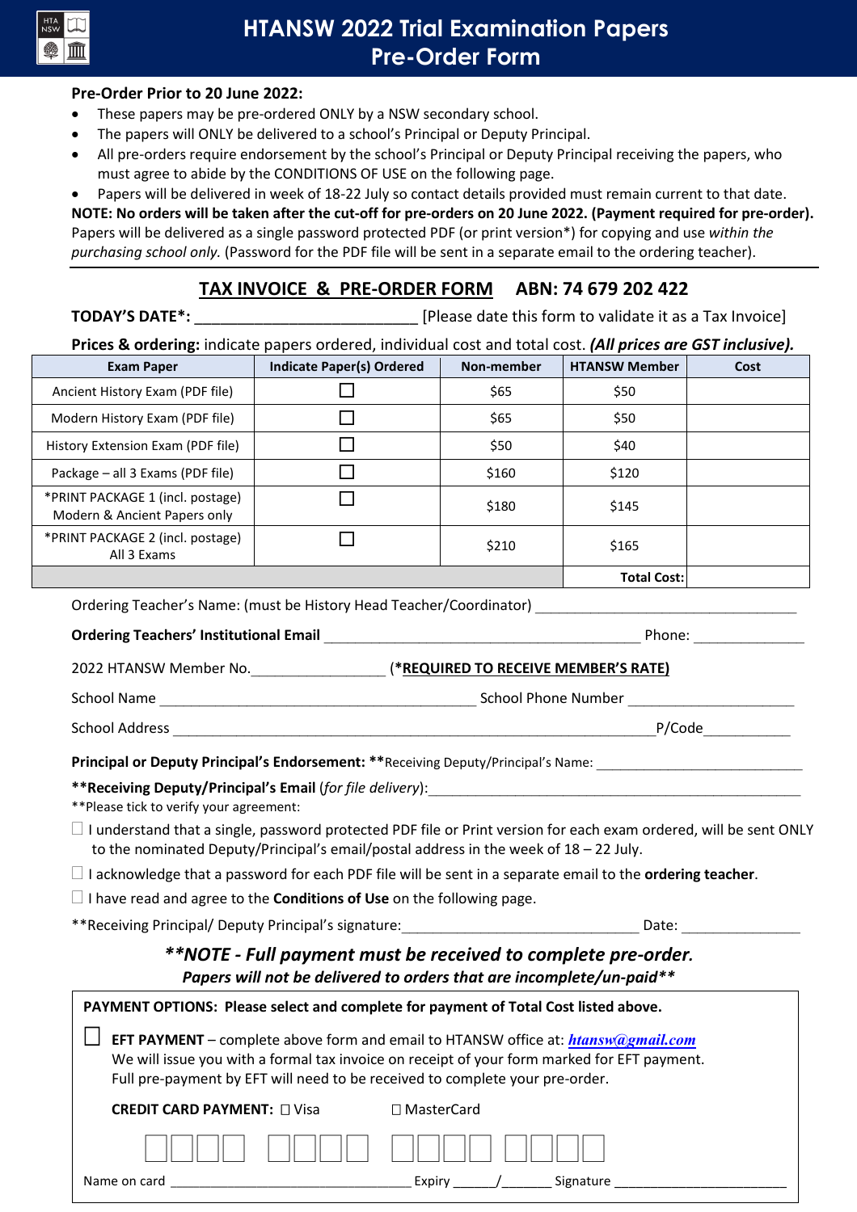# HTANSW 2022 Trial Examination Papers
# Pre-Order Form

**Pre-Order Prior to 20 June 2022:**

- These papers may be pre-ordered ONLY by a NSW secondary school.
- The papers will ONLY be delivered to a school's Principal or Deputy Principal.
- All pre-orders require endorsement by the school's Principal or Deputy Principal receiving the papers, who must agree to abide by the CONDITIONS OF USE on the following page.
- Papers will be delivered in week of 18-22 July so contact details provided must remain current to that date.

**NOTE: No orders will be taken after the cut-off for pre-orders on 20 June 2022. (Payment required for pre-order).** Papers will be delivered as a single password protected PDF (or print version*) for copying and use *within the purchasing school only.* (Password for the PDF file will be sent in a separate email to the ordering teacher).

## TAX INVOICE & PRE-ORDER FORM ABN: 74 679 202 422

**TODAY'S DATE*:** ___________________________ [Please date this form to validate it as a Tax Invoice]

**Prices & ordering:** indicate papers ordered, individual cost and total cost. ***(All prices are GST inclusive).***

| Exam Paper | Indicate Paper(s) Ordered | Non-member | HTANSW Member | Cost |
|---|---|---|---|---|
| Ancient History Exam (PDF file) | ☐ | $65 | $50 | |
| Modern History Exam (PDF file) | ☐ | $65 | $50 | |
| History Extension Exam (PDF file) | ☐ | $50 | $40 | |
| Package – all 3 Exams (PDF file) | ☐ | $160 | $120 | |
| *PRINT PACKAGE 1 (incl. postage) Modern & Ancient Papers only | ☐ | $180 | $145 | |
| *PRINT PACKAGE 2 (incl. postage) All 3 Exams | ☐ | $210 | $165 | |
| | | | **Total Cost:** | |

Ordering Teacher's Name: (must be History Head Teacher/Coordinator) ___________________________________

**Ordering Teachers' Institutional Email** __________________________________________ Phone: ______________

2022 HTANSW Member No.________________ (***REQUIRED TO RECEIVE MEMBER'S RATE)**

School Name __________________________________________ School Phone Number ______________________

School Address _______________________________________________________________P/Code___________

**Principal or Deputy Principal's Endorsement: \*\***Receiving Deputy/Principal's Name: ____________________________

**\*\*Receiving Deputy/Principal's Email** (*for file delivery*):______________________________________________________

\*\*Please tick to verify your agreement:

☐ I understand that a single, password protected PDF file or Print version for each exam ordered, will be sent ONLY to the nominated Deputy/Principal's email/postal address in the week of 18 – 22 July.

☐ I acknowledge that a password for each PDF file will be sent in a separate email to the **ordering teacher**.

☐ I have read and agree to the **Conditions of Use** on the following page.

\*\*Receiving Principal/ Deputy Principal's signature:_______________________________ Date: _______________

***\*\*NOTE - Full payment must be received to complete pre-order.***
***Papers will not be delivered to orders that are incomplete/un-paid\*\****

**PAYMENT OPTIONS: Please select and complete for payment of Total Cost listed above.**

☐ **EFT PAYMENT** – complete above form and email to HTANSW office at: ***htansw@gmail.com***
We will issue you with a formal tax invoice on receipt of your form marked for EFT payment.
Full pre-payment by EFT will need to be received to complete your pre-order.

**CREDIT CARD PAYMENT:** ☐ Visa ☐ MasterCard

☐☐☐☐ ☐☐☐☐ ☐☐☐☐ ☐☐☐☐

Name on card __________________________________ Expiry ______/_______ Signature ________________________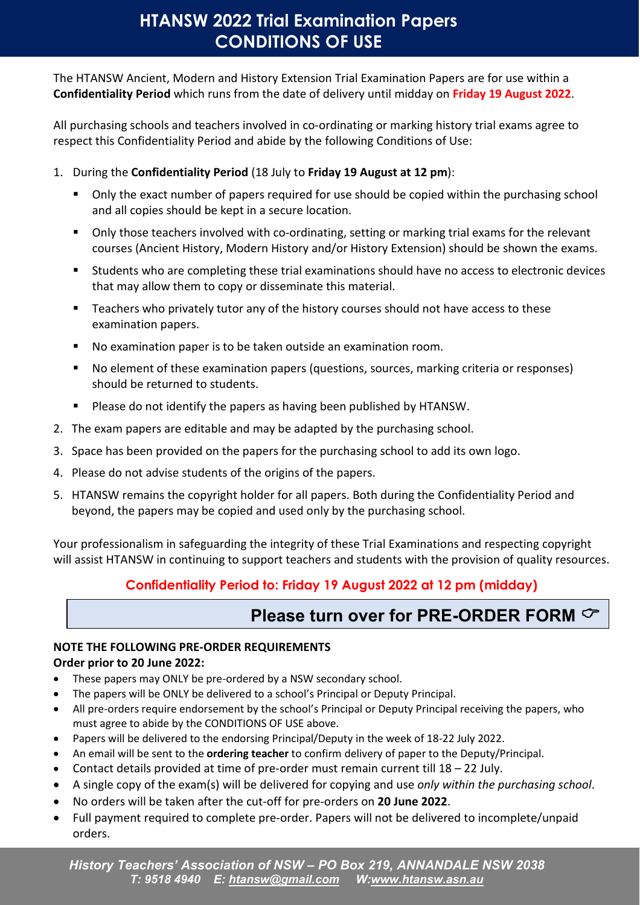# HTANSW 2022 Trial Examination Papers
# CONDITIONS OF USE

The HTANSW Ancient, Modern and History Extension Trial Examination Papers are for use within a **Confidentiality Period** which runs from the date of delivery until midday on **Friday 19 August 2022**.

All purchasing schools and teachers involved in co-ordinating or marking history trial exams agree to respect this Confidentiality Period and abide by the following Conditions of Use:

1. During the **Confidentiality Period** (18 July to **Friday 19 August at 12 pm**):
   - Only the exact number of papers required for use should be copied within the purchasing school and all copies should be kept in a secure location.
   - Only those teachers involved with co-ordinating, setting or marking trial exams for the relevant courses (Ancient History, Modern History and/or History Extension) should be shown the exams.
   - Students who are completing these trial examinations should have no access to electronic devices that may allow them to copy or disseminate this material.
   - Teachers who privately tutor any of the history courses should not have access to these examination papers.
   - No examination paper is to be taken outside an examination room.
   - No element of these examination papers (questions, sources, marking criteria or responses) should be returned to students.
   - Please do not identify the papers as having been published by HTANSW.
2. The exam papers are editable and may be adapted by the purchasing school.
3. Space has been provided on the papers for the purchasing school to add its own logo.
4. Please do not advise students of the origins of the papers.
5. HTANSW remains the copyright holder for all papers. Both during the Confidentiality Period and beyond, the papers may be copied and used only by the purchasing school.

Your professionalism in safeguarding the integrity of these Trial Examinations and respecting copyright will assist HTANSW in continuing to support teachers and students with the provision of quality resources.

**Confidentiality Period to: Friday 19 August 2022 at 12 pm (midday)**

**Please turn over for PRE-ORDER FORM ☞**

**NOTE THE FOLLOWING PRE-ORDER REQUIREMENTS**
**Order prior to 20 June 2022:**

- These papers may ONLY be pre-ordered by a NSW secondary school.
- The papers will be ONLY be delivered to a school's Principal or Deputy Principal.
- All pre-orders require endorsement by the school's Principal or Deputy Principal receiving the papers, who must agree to abide by the CONDITIONS OF USE above.
- Papers will be delivered to the endorsing Principal/Deputy in the week of 18-22 July 2022.
- An email will be sent to the **ordering teacher** to confirm delivery of paper to the Deputy/Principal.
- Contact details provided at time of pre-order must remain current till 18 – 22 July.
- A single copy of the exam(s) will be delivered for copying and use *only within the purchasing school*.
- No orders will be taken after the cut-off for pre-orders on **20 June 2022**.
- Full payment required to complete pre-order. Papers will not be delivered to incomplete/unpaid orders.

*History Teachers' Association of NSW – PO Box 219, ANNANDALE NSW 2038*
*T: 9518 4940 E: htansw@gmail.com W: www.htansw.asn.au*